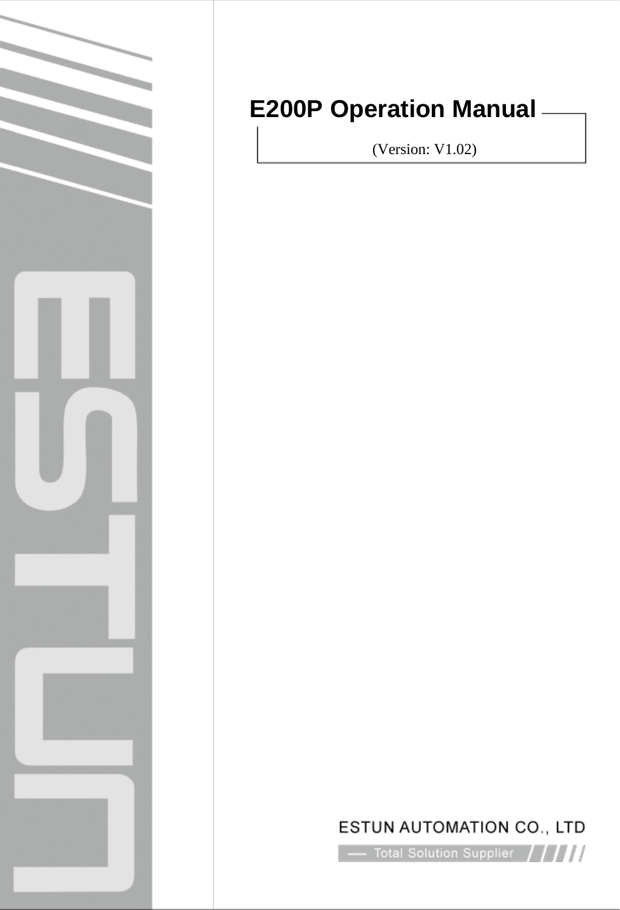# E200P Operation Manual

(Version: V1.02)

ESTUN AUTOMATION CO., LTD

Total Solution Supplier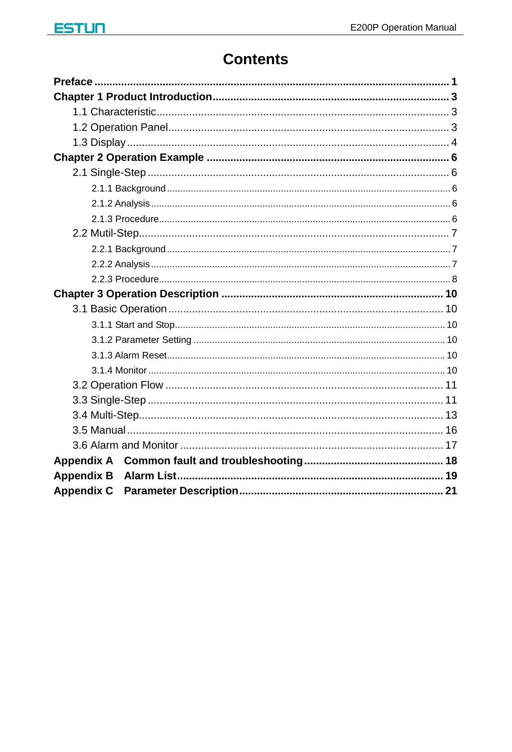# Contents

**Preface** ........................................................................................................ **1**

**Chapter 1 Product Introduction** ................................................................ **3**

- 1.1 Characteristic ................................................................................. 3
- 1.2 Operation Panel .............................................................................. 3
- 1.3 Display ............................................................................................ 4

**Chapter 2 Operation Example** .................................................................. **6**

- 2.1 Single-Step ...................................................................................... 6
  - 2.1.1 Background ............................................................................... 6
  - 2.1.2 Analysis ..................................................................................... 6
  - 2.1.3 Procedure .................................................................................. 6
- 2.2 Mutil-Step ........................................................................................ 7
  - 2.2.1 Background ............................................................................... 7
  - 2.2.2 Analysis ..................................................................................... 7
  - 2.2.3 Procedure .................................................................................. 8

**Chapter 3 Operation Description** ............................................................ **10**

- 3.1 Basic Operation ............................................................................. 10
  - 3.1.1 Start and Stop ........................................................................... 10
  - 3.1.2 Parameter Setting ..................................................................... 10
  - 3.1.3 Alarm Reset .............................................................................. 10
  - 3.1.4 Monitor ..................................................................................... 10
- 3.2 Operation Flow .............................................................................. 11
- 3.3 Single-Step .................................................................................... 11
- 3.4 Multi-Step ...................................................................................... 13
- 3.5 Manual ........................................................................................... 16
- 3.6 Alarm and Monitor ......................................................................... 17

**Appendix A Common fault and troubleshooting** ..................................... **18**

**Appendix B Alarm List** ............................................................................. **19**

**Appendix C Parameter Description** ......................................................... **21**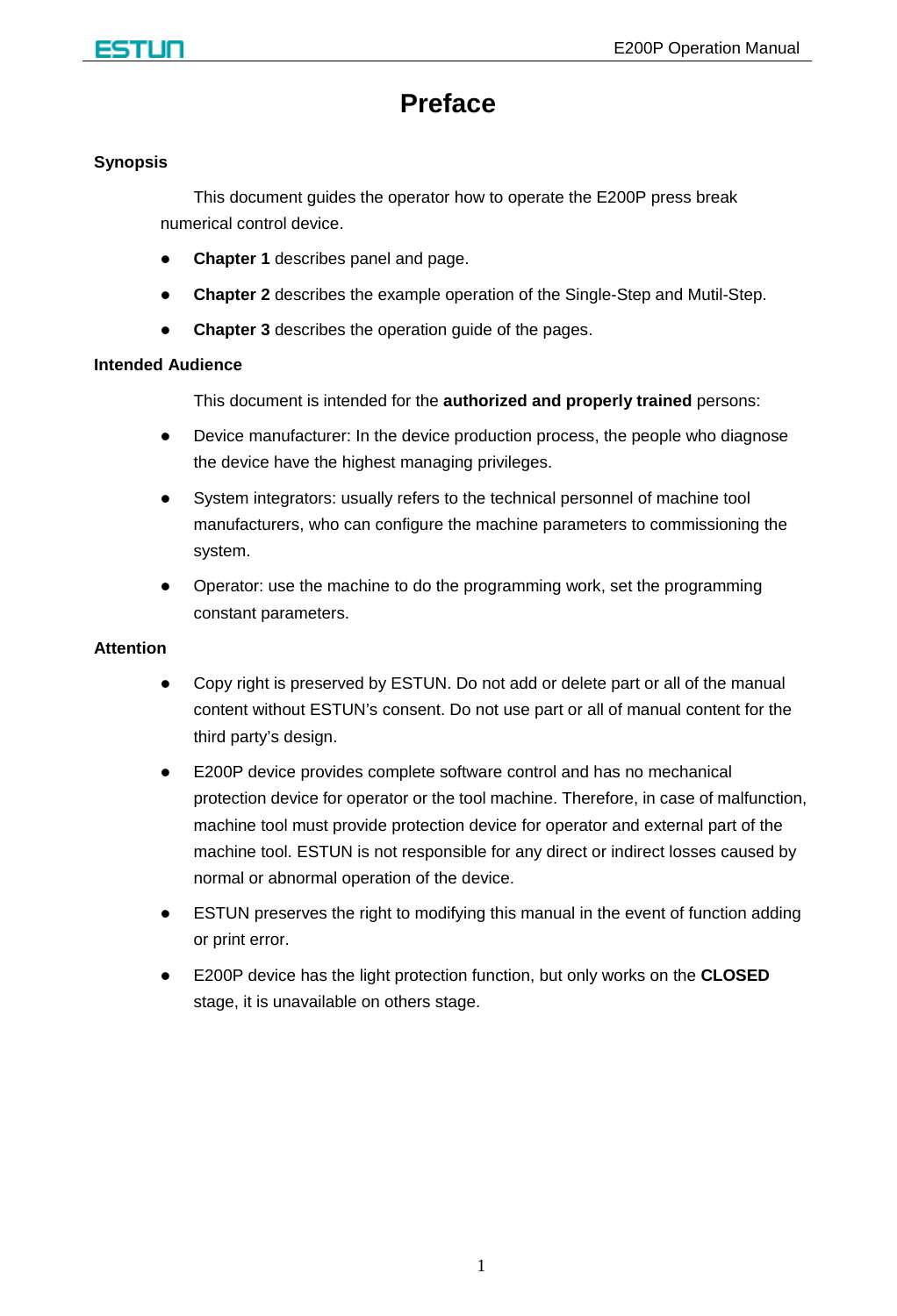# Preface

## Synopsis

This document guides the operator how to operate the E200P press break numerical control device.

- **Chapter 1** describes panel and page.
- **Chapter 2** describes the example operation of the Single-Step and Mutil-Step.
- **Chapter 3** describes the operation guide of the pages.

## Intended Audience

This document is intended for the **authorized and properly trained** persons:

- Device manufacturer: In the device production process, the people who diagnose the device have the highest managing privileges.
- System integrators: usually refers to the technical personnel of machine tool manufacturers, who can configure the machine parameters to commissioning the system.
- Operator: use the machine to do the programming work, set the programming constant parameters.

## Attention

- Copy right is preserved by ESTUN. Do not add or delete part or all of the manual content without ESTUN's consent. Do not use part or all of manual content for the third party's design.
- E200P device provides complete software control and has no mechanical protection device for operator or the tool machine. Therefore, in case of malfunction, machine tool must provide protection device for operator and external part of the machine tool. ESTUN is not responsible for any direct or indirect losses caused by normal or abnormal operation of the device.
- ESTUN preserves the right to modifying this manual in the event of function adding or print error.
- E200P device has the light protection function, but only works on the **CLOSED** stage, it is unavailable on others stage.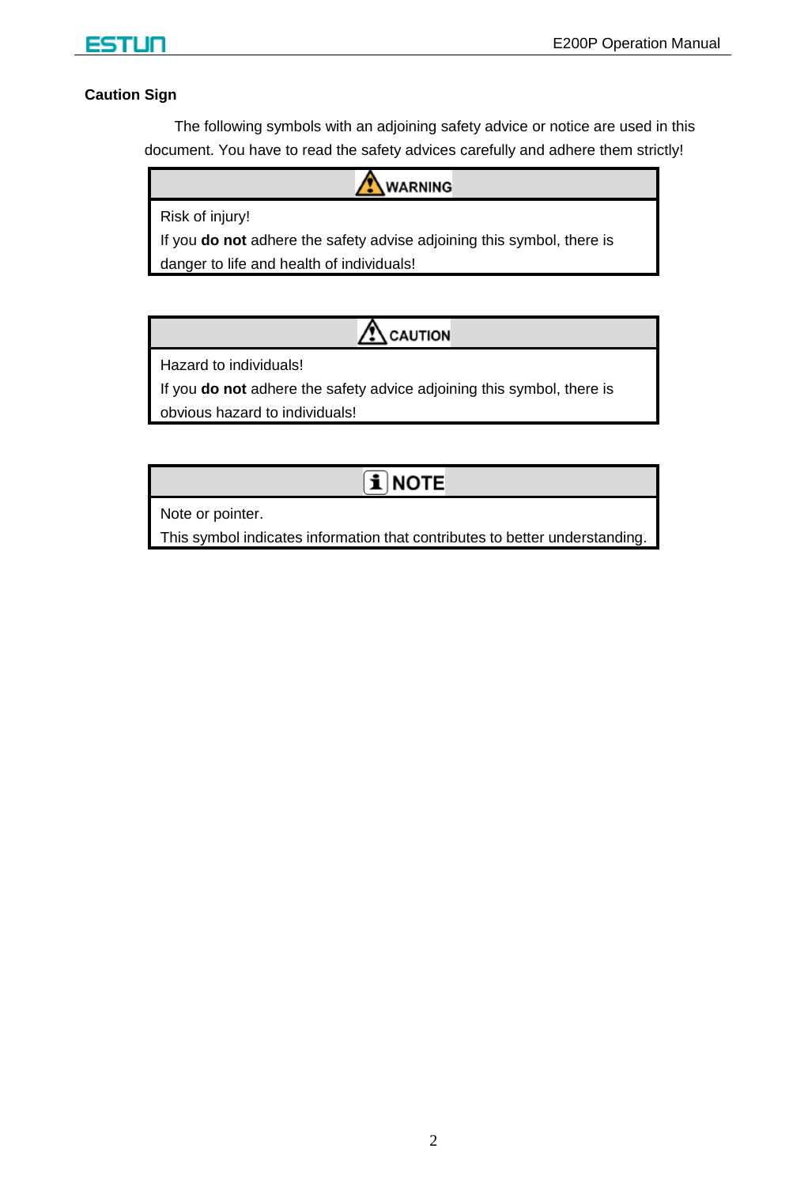**Caution Sign**

The following symbols with an adjoining safety advice or notice are used in this document. You have to read the safety advices carefully and adhere them strictly!

| WARNING |
| --- |
| Risk of injury!<br>If you **do not** adhere the safety advise adjoining this symbol, there is danger to life and health of individuals! |

| CAUTION |
| --- |
| Hazard to individuals!<br>If you **do not** adhere the safety advice adjoining this symbol, there is obvious hazard to individuals! |

| NOTE |
| --- |
| Note or pointer.<br>This symbol indicates information that contributes to better understanding. |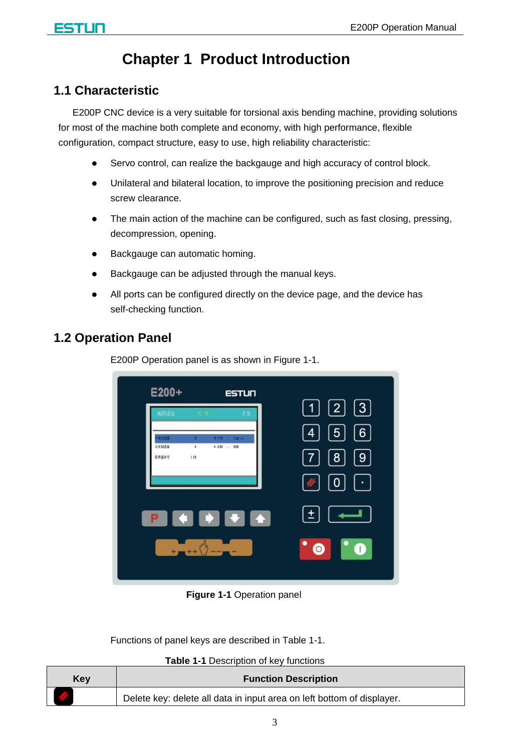# Chapter 1 Product Introduction

## 1.1 Characteristic

E200P CNC device is a very suitable for torsional axis bending machine, providing solutions for most of the machine both complete and economy, with high performance, flexible configuration, compact structure, easy to use, high reliability characteristic:

- Servo control, can realize the backgauge and high accuracy of control block.
- Unilateral and bilateral location, to improve the positioning precision and reduce screw clearance.
- The main action of the machine can be configured, such as fast closing, pressing, decompression, opening.
- Backgauge can automatic homing.
- Backgauge can be adjusted through the manual keys.
- All ports can be configured directly on the device page, and the device has self-checking function.

## 1.2 Operation Panel

E200P Operation panel is as shown in Figure 1-1.

**Figure 1-1** Operation panel

Functions of panel keys are described in Table 1-1.

**Table 1-1** Description of key functions

| Key | Function Description |
|---|---|
| | Delete key: delete all data in input area on left bottom of displayer. |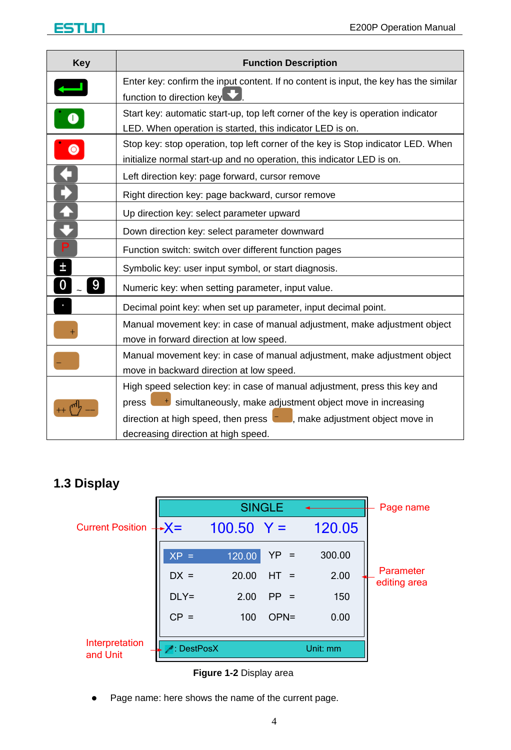| Key | Function Description |
|---|---|
| | Enter key: confirm the input content. If no content is input, the key has the similar function to direction key. |
| | Start key: automatic start-up, top left corner of the key is operation indicator LED. When operation is started, this indicator LED is on. |
| | Stop key: stop operation, top left corner of the key is Stop indicator LED. When initialize normal start-up and no operation, this indicator LED is on. |
| | Left direction key: page forward, cursor remove |
| | Right direction key: page backward, cursor remove |
| | Up direction key: select parameter upward |
| | Down direction key: select parameter downward |
| P | Function switch: switch over different function pages |
| ± | Symbolic key: user input symbol, or start diagnosis. |
| 0 ~ 9 | Numeric key: when setting parameter, input value. |
| · | Decimal point key: when set up parameter, input decimal point. |
| + | Manual movement key: in case of manual adjustment, make adjustment object move in forward direction at low speed. |
| – | Manual movement key: in case of manual adjustment, make adjustment object move in backward direction at low speed. |
| ++ — | High speed selection key: in case of manual adjustment, press this key and press + simultaneously, make adjustment object move in increasing direction at high speed, then press –, make adjustment object move in decreasing direction at high speed. |

## 1.3 Display

| SINGLE | | | |
|---|---|---|---|
| X= 100.50 | | Y = 120.05 | |
| XP = | 120.00 | YP = | 300.00 |
| DX = | 20.00 | HT = | 2.00 |
| DLY= | 2.00 | PP = | 150 |
| CP = | 100 | OPN= | 0.00 |
| : DestPosX | | Unit: mm | |

Labels: Page name; Current Position; Parameter editing area; Interpretation and Unit

**Figure 1-2** Display area

- Page name: here shows the name of the current page.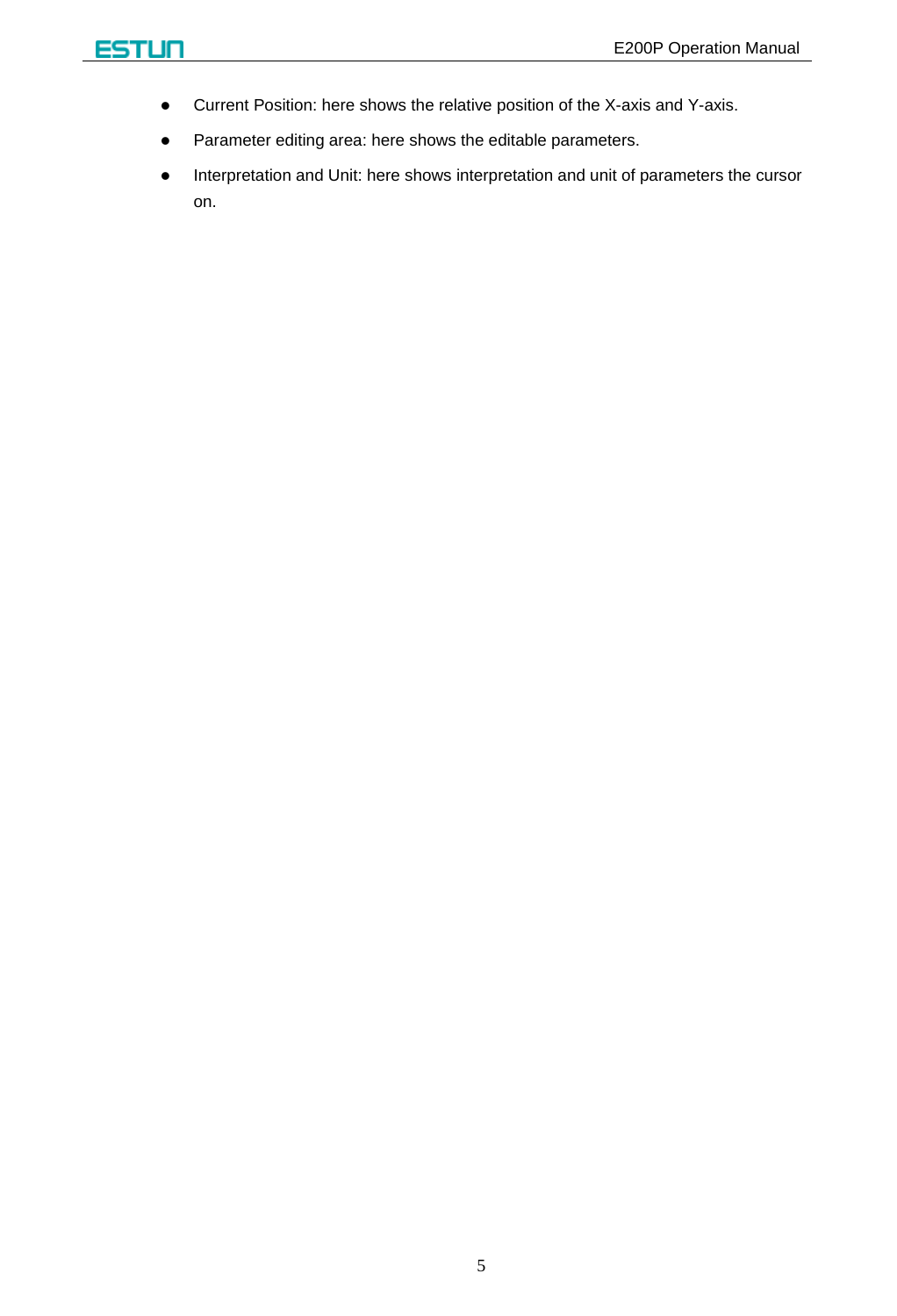- Current Position: here shows the relative position of the X-axis and Y-axis.
- Parameter editing area: here shows the editable parameters.
- Interpretation and Unit: here shows interpretation and unit of parameters the cursor on.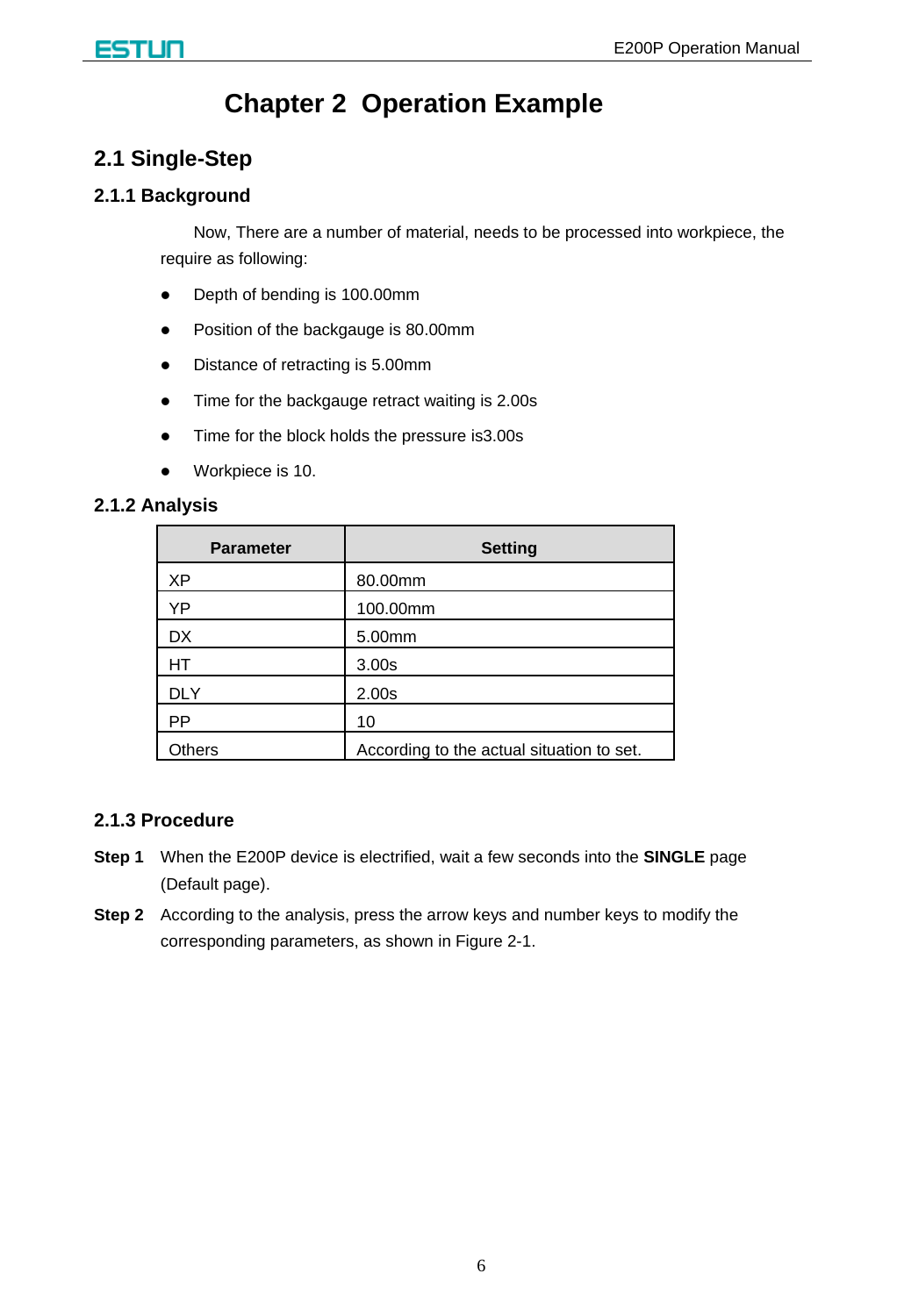# Chapter 2 Operation Example

## 2.1 Single-Step

### 2.1.1 Background

Now, There are a number of material, needs to be processed into workpiece, the require as following:

- Depth of bending is 100.00mm
- Position of the backgauge is 80.00mm
- Distance of retracting is 5.00mm
- Time for the backgauge retract waiting is 2.00s
- Time for the block holds the pressure is3.00s
- Workpiece is 10.

### 2.1.2 Analysis

| Parameter | Setting |
|---|---|
| XP | 80.00mm |
| YP | 100.00mm |
| DX | 5.00mm |
| HT | 3.00s |
| DLY | 2.00s |
| PP | 10 |
| Others | According to the actual situation to set. |

### 2.1.3 Procedure

**Step 1** When the E200P device is electrified, wait a few seconds into the **SINGLE** page (Default page).

**Step 2** According to the analysis, press the arrow keys and number keys to modify the corresponding parameters, as shown in Figure 2-1.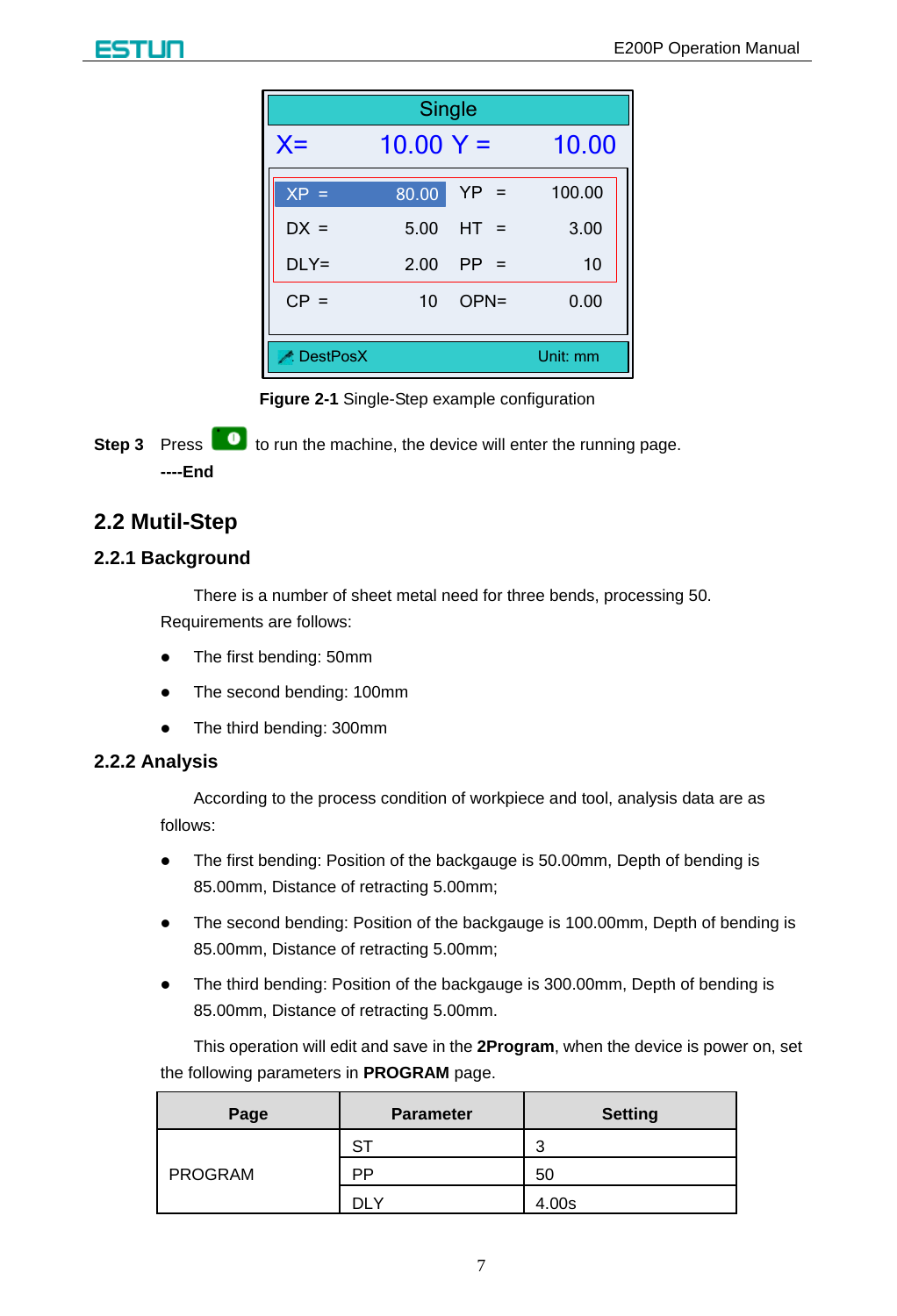| Single | | | |
|---|---|---|---|
| X= | 10.00 | Y = | 10.00 |
| XP = | 80.00 | YP = | 100.00 |
| DX = | 5.00 | HT = | 3.00 |
| DLY= | 2.00 | PP = | 10 |
| CP = | 10 | OPN= | 0.00 |
| DestPosX | | Unit: mm | |

**Figure 2-1** Single-Step example configuration

**Step 3** Press [Start] to run the machine, the device will enter the running page.

**----End**

## 2.2 Mutil-Step

### 2.2.1 Background

There is a number of sheet metal need for three bends, processing 50. Requirements are follows:

- The first bending: 50mm
- The second bending: 100mm
- The third bending: 300mm

### 2.2.2 Analysis

According to the process condition of workpiece and tool, analysis data are as follows:

- The first bending: Position of the backgauge is 50.00mm, Depth of bending is 85.00mm, Distance of retracting 5.00mm;
- The second bending: Position of the backgauge is 100.00mm, Depth of bending is 85.00mm, Distance of retracting 5.00mm;
- The third bending: Position of the backgauge is 300.00mm, Depth of bending is 85.00mm, Distance of retracting 5.00mm.

This operation will edit and save in the **2Program**, when the device is power on, set the following parameters in **PROGRAM** page.

| Page | Parameter | Setting |
|---|---|---|
| PROGRAM | ST | 3 |
| | PP | 50 |
| | DLY | 4.00s |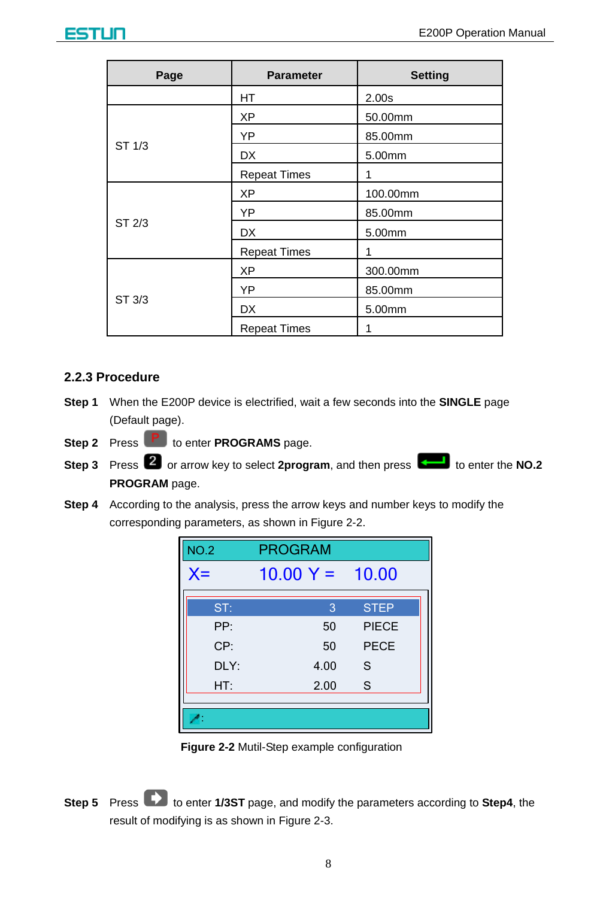| Page | Parameter | Setting |
| --- | --- | --- |
| | HT | 2.00s |
| ST 1/3 | XP | 50.00mm |
| | YP | 85.00mm |
| | DX | 5.00mm |
| | Repeat Times | 1 |
| ST 2/3 | XP | 100.00mm |
| | YP | 85.00mm |
| | DX | 5.00mm |
| | Repeat Times | 1 |
| ST 3/3 | XP | 300.00mm |
| | YP | 85.00mm |
| | DX | 5.00mm |
| | Repeat Times | 1 |

### 2.2.3 Procedure

**Step 1** When the E200P device is electrified, wait a few seconds into the **SINGLE** page (Default page).

**Step 2** Press [P] to enter **PROGRAMS** page.

**Step 3** Press [2] or arrow key to select **2program**, and then press [Enter] to enter the **NO.2 PROGRAM** page.

**Step 4** According to the analysis, press the arrow keys and number keys to modify the corresponding parameters, as shown in Figure 2-2.

| NO.2 | PROGRAM | |
| --- | --- | --- |
| X= | 10.00 Y = | 10.00 |
| ST: | 3 | STEP |
| PP: | 50 | PIECE |
| CP: | 50 | PECE |
| DLY: | 4.00 | S |
| HT: | 2.00 | S |

**Figure 2-2** Mutil-Step example configuration

**Step 5** Press [→] to enter **1/3ST** page, and modify the parameters according to **Step4**, the result of modifying is as shown in Figure 2-3.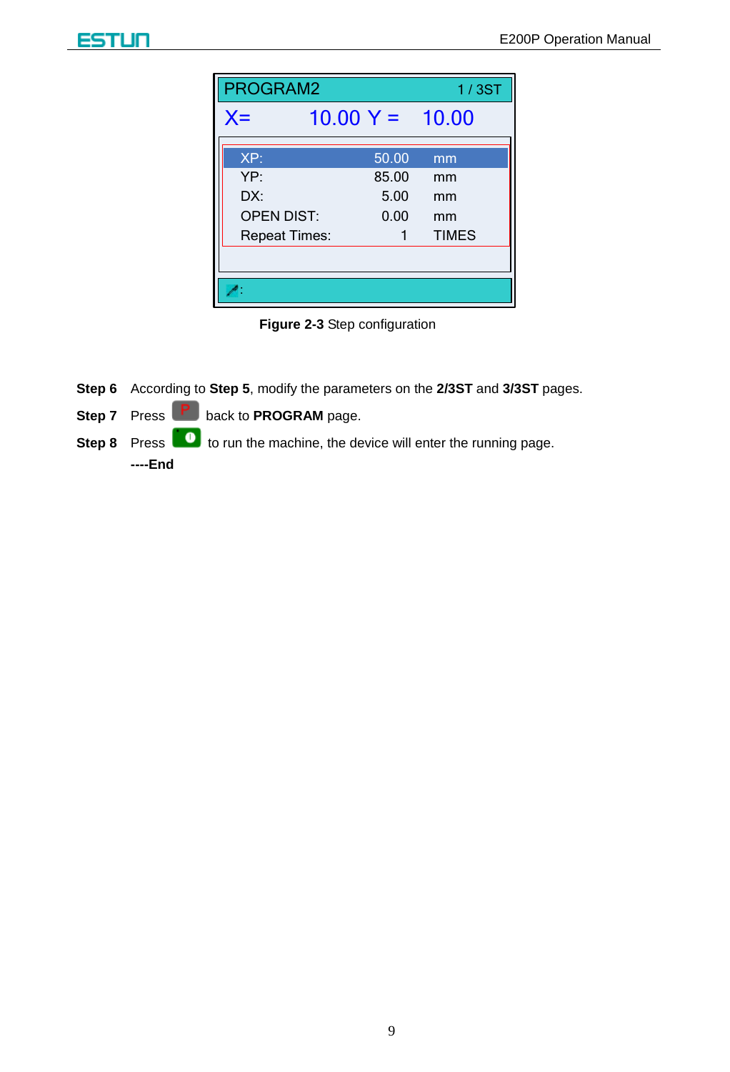PROGRAM2 1 / 3ST

X= 10.00 Y = 10.00

| | | |
|---|---|---|
| XP: | 50.00 | mm |
| YP: | 85.00 | mm |
| DX: | 5.00 | mm |
| OPEN DIST: | 0.00 | mm |
| Repeat Times: | 1 | TIMES |

**Figure 2-3** Step configuration

**Step 6** According to **Step 5**, modify the parameters on the **2/3ST** and **3/3ST** pages.

**Step 7** Press [P] back to **PROGRAM** page.

**Step 8** Press [Run] to run the machine, the device will enter the running page.

**----End**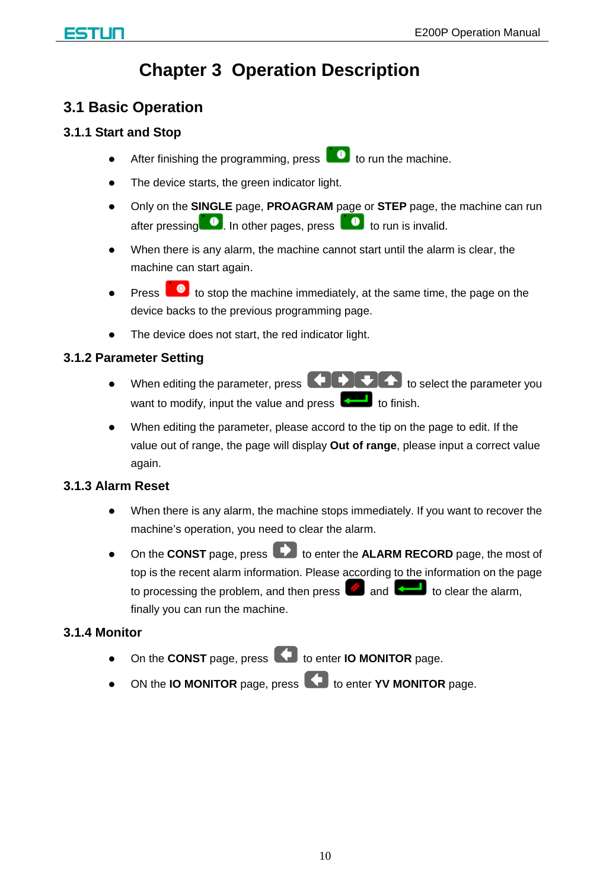# Chapter 3 Operation Description

## 3.1 Basic Operation

### 3.1.1 Start and Stop

- After finishing the programming, press  to run the machine.
- The device starts, the green indicator light.
- Only on the **SINGLE** page, **PROAGRAM** page or **STEP** page, the machine can run after pressing . In other pages, press  to run is invalid.
- When there is any alarm, the machine cannot start until the alarm is clear, the machine can start again.
- Press  to stop the machine immediately, at the same time, the page on the device backs to the previous programming page.
- The device does not start, the red indicator light.

### 3.1.2 Parameter Setting

- When editing the parameter, press  to select the parameter you want to modify, input the value and press  to finish.
- When editing the parameter, please accord to the tip on the page to edit. If the value out of range, the page will display **Out of range**, please input a correct value again.

### 3.1.3 Alarm Reset

- When there is any alarm, the machine stops immediately. If you want to recover the machine's operation, you need to clear the alarm.
- On the **CONST** page, press  to enter the **ALARM RECORD** page, the most of top is the recent alarm information. Please according to the information on the page to processing the problem, and then press  and  to clear the alarm, finally you can run the machine.

### 3.1.4 Monitor

- On the **CONST** page, press  to enter **IO MONITOR** page.
- ON the **IO MONITOR** page, press  to enter **YV MONITOR** page.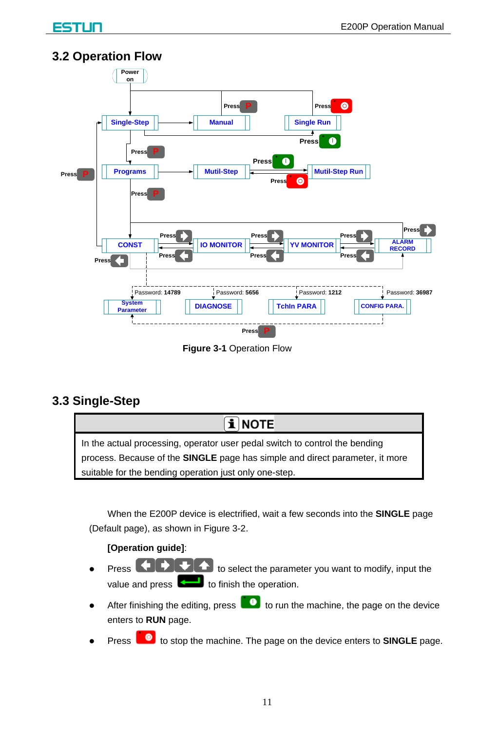## 3.2 Operation Flow

Figure 3-1 Operation Flow

## 3.3 Single-Step

**NOTE**

In the actual processing, operator user pedal switch to control the bending process. Because of the **SINGLE** page has simple and direct parameter, it more suitable for the bending operation just only one-step.

When the E200P device is electrified, wait a few seconds into the **SINGLE** page (Default page), as shown in Figure 3-2.

**[Operation guide]**:

- Press to select the parameter you want to modify, input the value and press to finish the operation.
- After finishing the editing, press to run the machine, the page on the device enters to **RUN** page.
- Press to stop the machine. The page on the device enters to **SINGLE** page.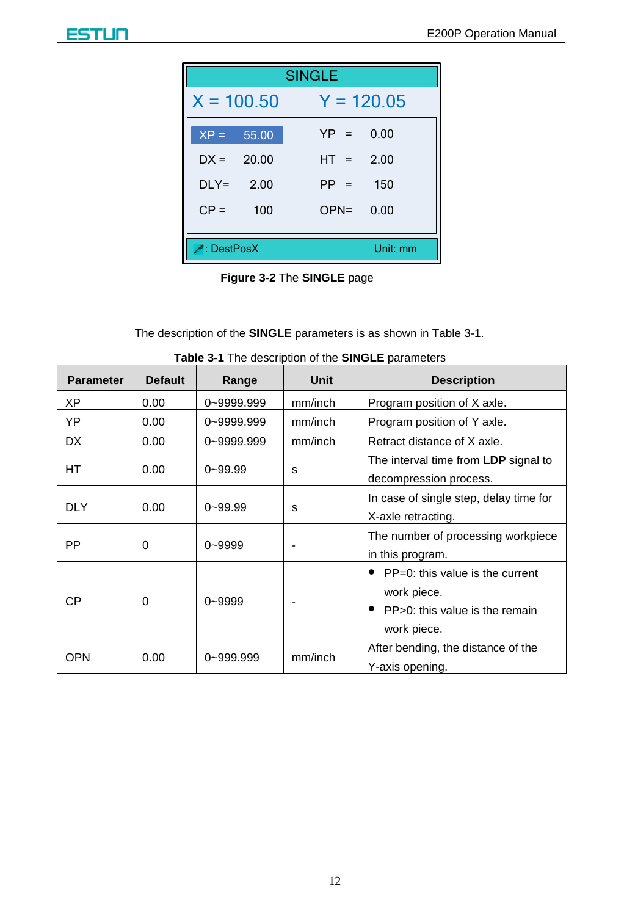SINGLE

X = 100.50　　Y = 120.05

| | | | |
|---|---|---|---|
| XP = | 55.00 | YP = | 0.00 |
| DX = | 20.00 | HT = | 2.00 |
| DLY= | 2.00 | PP = | 150 |
| CP = | 100 | OPN= | 0.00 |

: DestPosX　　Unit: mm

**Figure 3-2** The **SINGLE** page

The description of the **SINGLE** parameters is as shown in Table 3-1.

**Table 3-1** The description of the **SINGLE** parameters

| Parameter | Default | Range | Unit | Description |
|---|---|---|---|---|
| XP | 0.00 | 0~9999.999 | mm/inch | Program position of X axle. |
| YP | 0.00 | 0~9999.999 | mm/inch | Program position of Y axle. |
| DX | 0.00 | 0~9999.999 | mm/inch | Retract distance of X axle. |
| HT | 0.00 | 0~99.99 | s | The interval time from **LDP** signal to decompression process. |
| DLY | 0.00 | 0~99.99 | s | In case of single step, delay time for X-axle retracting. |
| PP | 0 | 0~9999 | - | The number of processing workpiece in this program. |
| CP | 0 | 0~9999 | - | ● PP=0: this value is the current work piece. ● PP>0: this value is the remain work piece. |
| OPN | 0.00 | 0~999.999 | mm/inch | After bending, the distance of the Y-axis opening. |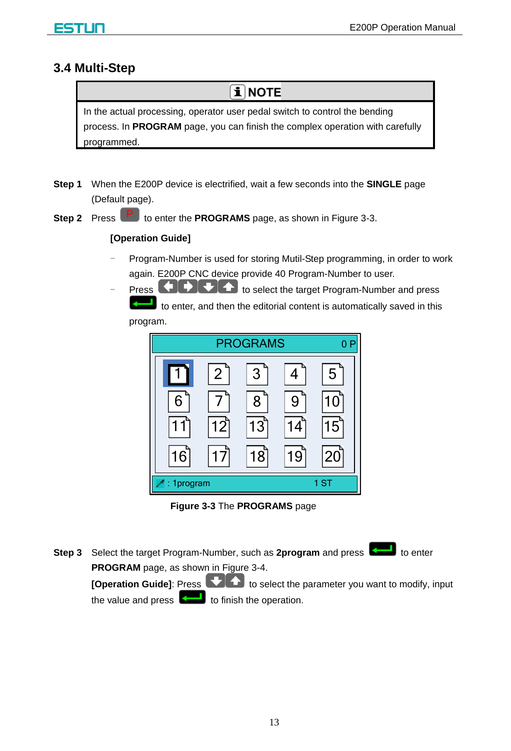## 3.4 Multi-Step

**NOTE**

In the actual processing, operator user pedal switch to control the bending process. In **PROGRAM** page, you can finish the complex operation with carefully programmed.

**Step 1** When the E200P device is electrified, wait a few seconds into the **SINGLE** page (Default page).

**Step 2** Press P to enter the **PROGRAMS** page, as shown in Figure 3-3.

**[Operation Guide]**

- Program-Number is used for storing Mutil-Step programming, in order to work again. E200P CNC device provide 40 Program-Number to user.
- Press ←→↓↑ to select the target Program-Number and press ↵ to enter, and then the editorial content is automatically saved in this program.

PROGRAMS 0 P

| 1 | 2 | 3 | 4 | 5 |
|---|---|---|---|---|
| 6 | 7 | 8 | 9 | 10 |
| 11 | 12 | 13 | 14 | 15 |
| 16 | 17 | 18 | 19 | 20 |

: 1program 1 ST

**Figure 3-3** The **PROGRAMS** page

**Step 3** Select the target Program-Number, such as **2program** and press ↵ to enter **PROGRAM** page, as shown in Figure 3-4.

**[Operation Guide]**: Press ↓↑ to select the parameter you want to modify, input the value and press ↵ to finish the operation.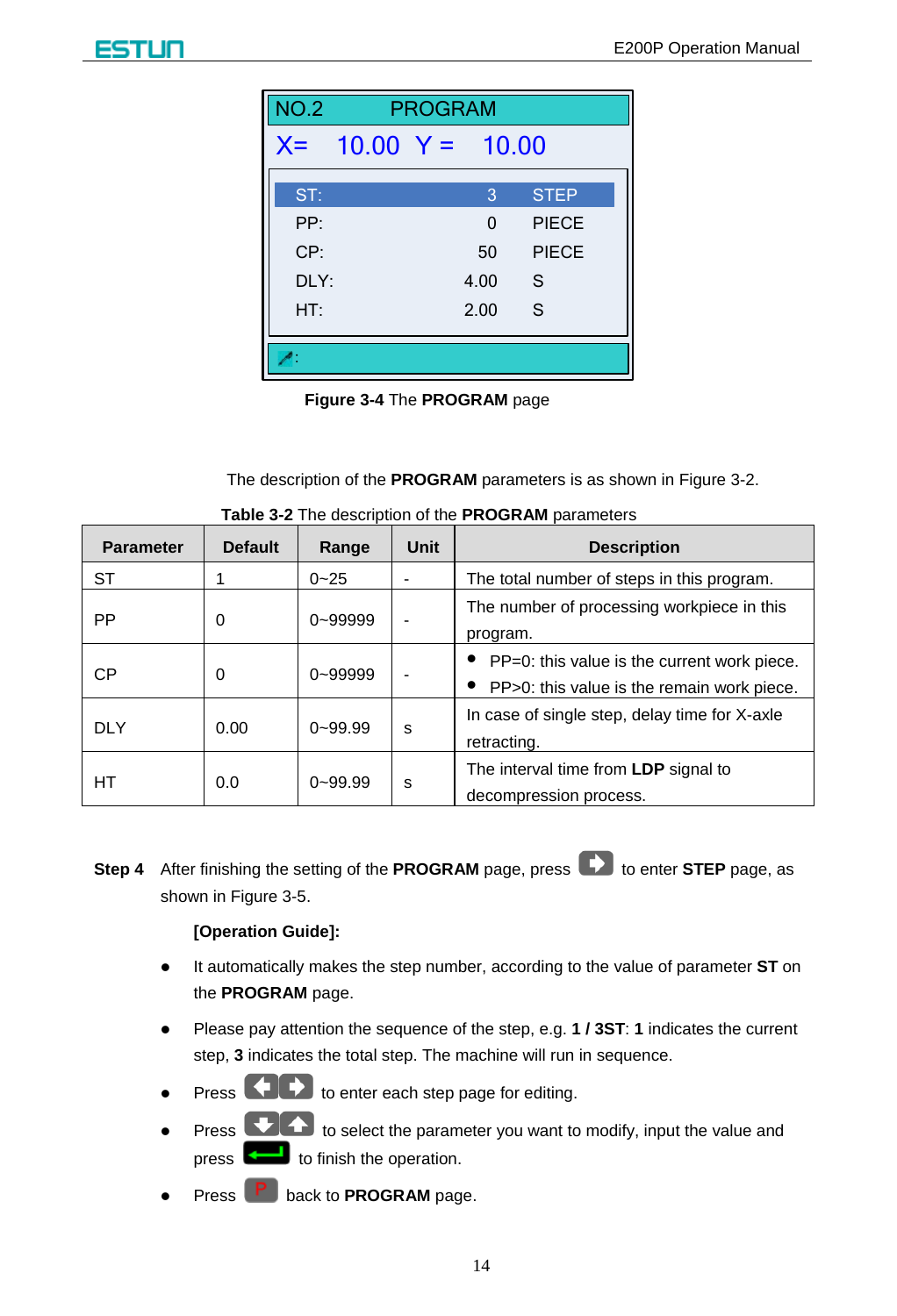| NO.2 | PROGRAM | |
|---|---|---|
| X= 10.00 | Y = 10.00 | |
| ST: | 3 | STEP |
| PP: | 0 | PIECE |
| CP: | 50 | PIECE |
| DLY: | 4.00 | S |
| HT: | 2.00 | S |

**Figure 3-4** The **PROGRAM** page

The description of the **PROGRAM** parameters is as shown in Figure 3-2.

**Table 3-2** The description of the **PROGRAM** parameters

| Parameter | Default | Range | Unit | Description |
|---|---|---|---|---|
| ST | 1 | 0~25 | - | The total number of steps in this program. |
| PP | 0 | 0~99999 | - | The number of processing workpiece in this program. |
| CP | 0 | 0~99999 | - | ● PP=0: this value is the current work piece. ● PP>0: this value is the remain work piece. |
| DLY | 0.00 | 0~99.99 | s | In case of single step, delay time for X-axle retracting. |
| HT | 0.0 | 0~99.99 | s | The interval time from **LDP** signal to decompression process. |

**Step 4** After finishing the setting of the **PROGRAM** page, press [→] to enter **STEP** page, as shown in Figure 3-5.

**[Operation Guide]:**

- It automatically makes the step number, according to the value of parameter **ST** on the **PROGRAM** page.
- Please pay attention the sequence of the step, e.g. **1 / 3ST**: **1** indicates the current step, **3** indicates the total step. The machine will run in sequence.
- Press [←][→] to enter each step page for editing.
- Press [↓][↑] to select the parameter you want to modify, input the value and press [Enter] to finish the operation.
- Press [P] back to **PROGRAM** page.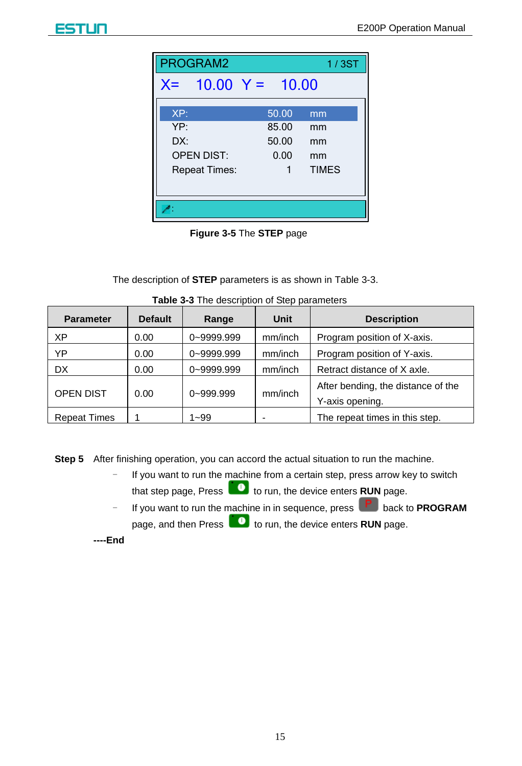PROGRAM2 1 / 3ST

X= 10.00 Y = 10.00

| | | |
|---|---|---|
| XP: | 50.00 | mm |
| YP: | 85.00 | mm |
| DX: | 50.00 | mm |
| OPEN DIST: | 0.00 | mm |
| Repeat Times: | 1 | TIMES |

**Figure 3-5** The **STEP** page

The description of **STEP** parameters is as shown in Table 3-3.

**Table 3-3** The description of Step parameters

| Parameter | Default | Range | Unit | Description |
|---|---|---|---|---|
| XP | 0.00 | 0~9999.999 | mm/inch | Program position of X-axis. |
| YP | 0.00 | 0~9999.999 | mm/inch | Program position of Y-axis. |
| DX | 0.00 | 0~9999.999 | mm/inch | Retract distance of X axle. |
| OPEN DIST | 0.00 | 0~999.999 | mm/inch | After bending, the distance of the Y-axis opening. |
| Repeat Times | 1 | 1~99 | - | The repeat times in this step. |

**Step 5** After finishing operation, you can accord the actual situation to run the machine.

- If you want to run the machine from a certain step, press arrow key to switch that step page, Press [start key] to run, the device enters **RUN** page.
- If you want to run the machine in in sequence, press [P key] back to **PROGRAM** page, and then Press [start key] to run, the device enters **RUN** page.

**----End**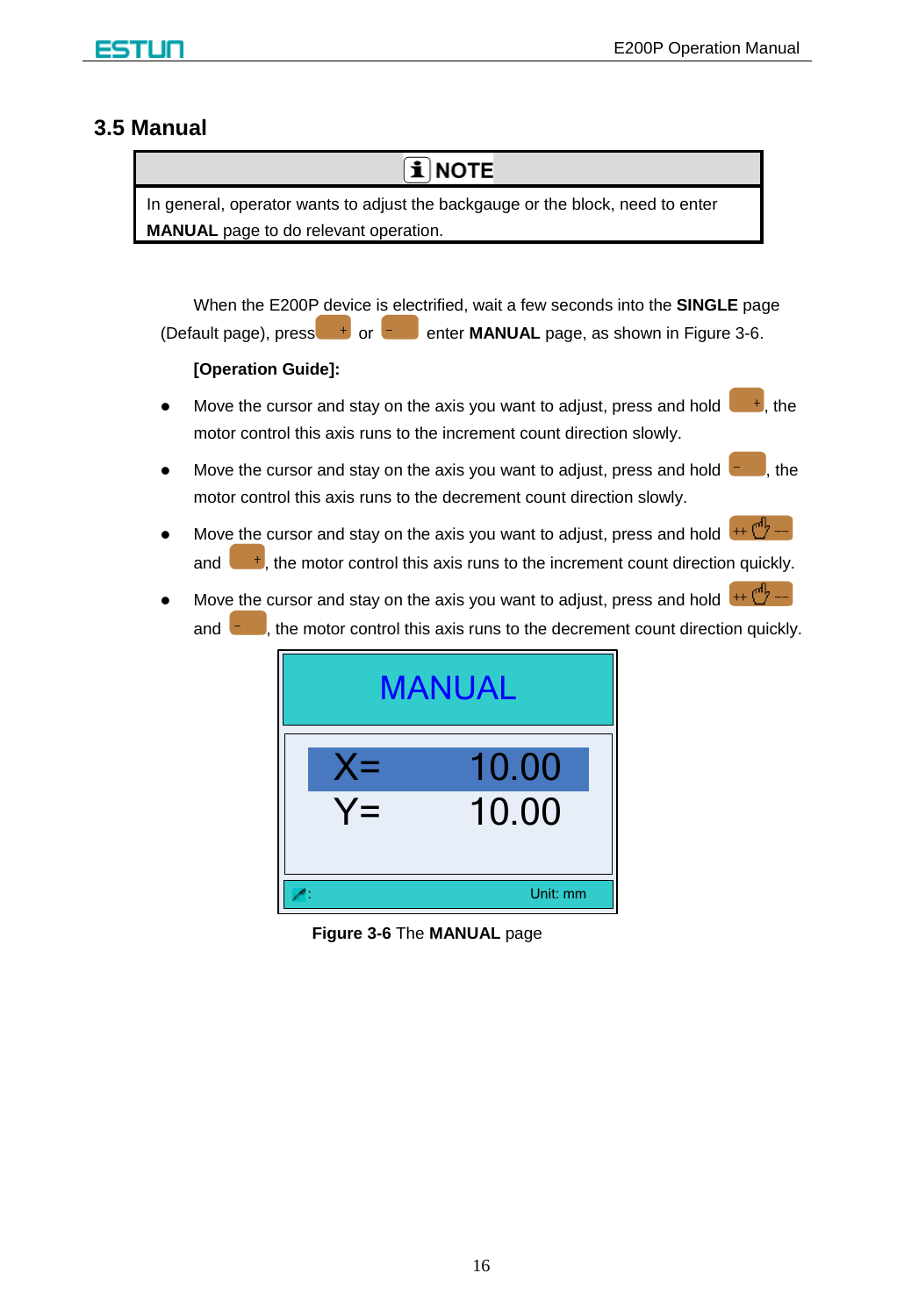## 3.5 Manual

| NOTE |
| --- |
| In general, operator wants to adjust the backgauge or the block, need to enter **MANUAL** page to do relevant operation. |

When the E200P device is electrified, wait a few seconds into the **SINGLE** page (Default page), press + or − enter **MANUAL** page, as shown in Figure 3-6.

**[Operation Guide]:**

- Move the cursor and stay on the axis you want to adjust, press and hold +, the motor control this axis runs to the increment count direction slowly.
- Move the cursor and stay on the axis you want to adjust, press and hold −, the motor control this axis runs to the decrement count direction slowly.
- Move the cursor and stay on the axis you want to adjust, press and hold ++ −− and +, the motor control this axis runs to the increment count direction quickly.
- Move the cursor and stay on the axis you want to adjust, press and hold ++ −− and −, the motor control this axis runs to the decrement count direction quickly.

MANUAL

X= 10.00

Y= 10.00

: Unit: mm

**Figure 3-6** The **MANUAL** page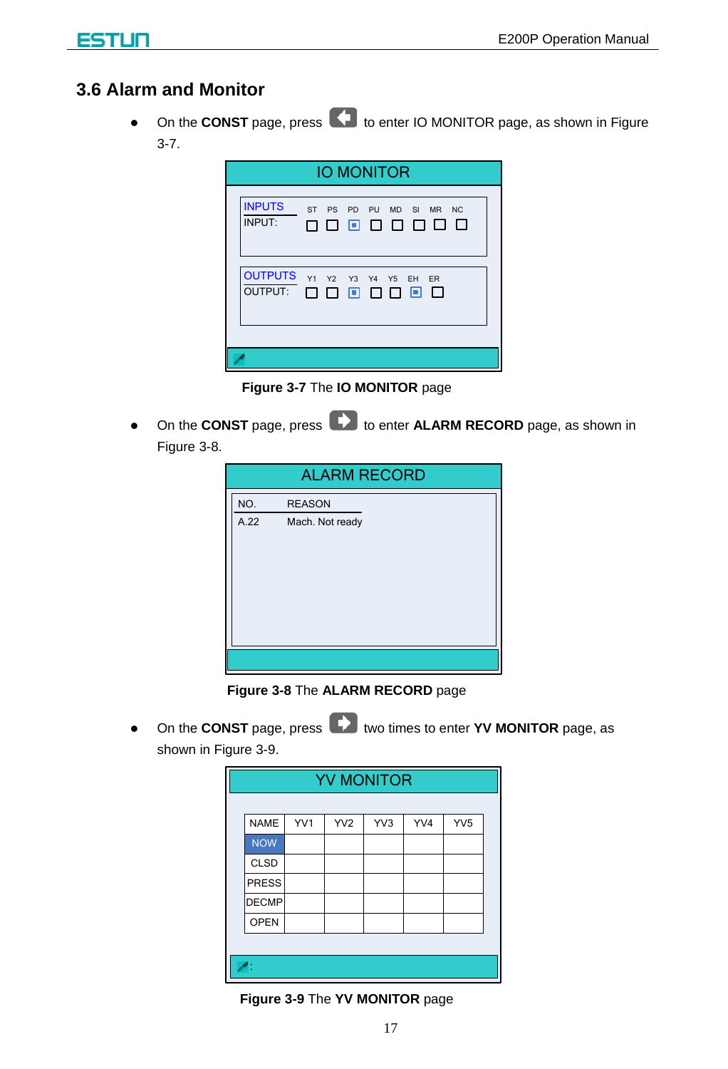## 3.6 Alarm and Monitor

- On the **CONST** page, press [←] to enter IO MONITOR page, as shown in Figure 3-7.

IO MONITOR

| INPUTS | ST | PS | PD | PU | MD | SI | MR | NC |
|---|---|---|---|---|---|---|---|---|
| INPUT: | ☐ | ☐ | ▣ | ☐ | ☐ | ☐ | ☐ | ☐ |

| OUTPUTS | Y1 | Y2 | Y3 | Y4 | Y5 | EH | ER |
|---|---|---|---|---|---|---|---|
| OUTPUT: | ☐ | ☐ | ▣ | ☐ | ☐ | ▣ | ☐ |

**Figure 3-7** The **IO MONITOR** page

- On the **CONST** page, press [→] to enter **ALARM RECORD** page, as shown in Figure 3-8.

ALARM RECORD

| NO. | REASON |
|---|---|
| A.22 | Mach. Not ready |

**Figure 3-8** The **ALARM RECORD** page

- On the **CONST** page, press [→] two times to enter **YV MONITOR** page, as shown in Figure 3-9.

YV MONITOR

| NAME | YV1 | YV2 | YV3 | YV4 | YV5 |
|---|---|---|---|---|---|
| NOW | | | | | |
| CLSD | | | | | |
| PRESS | | | | | |
| DECMP | | | | | |
| OPEN | | | | | |

**Figure 3-9** The **YV MONITOR** page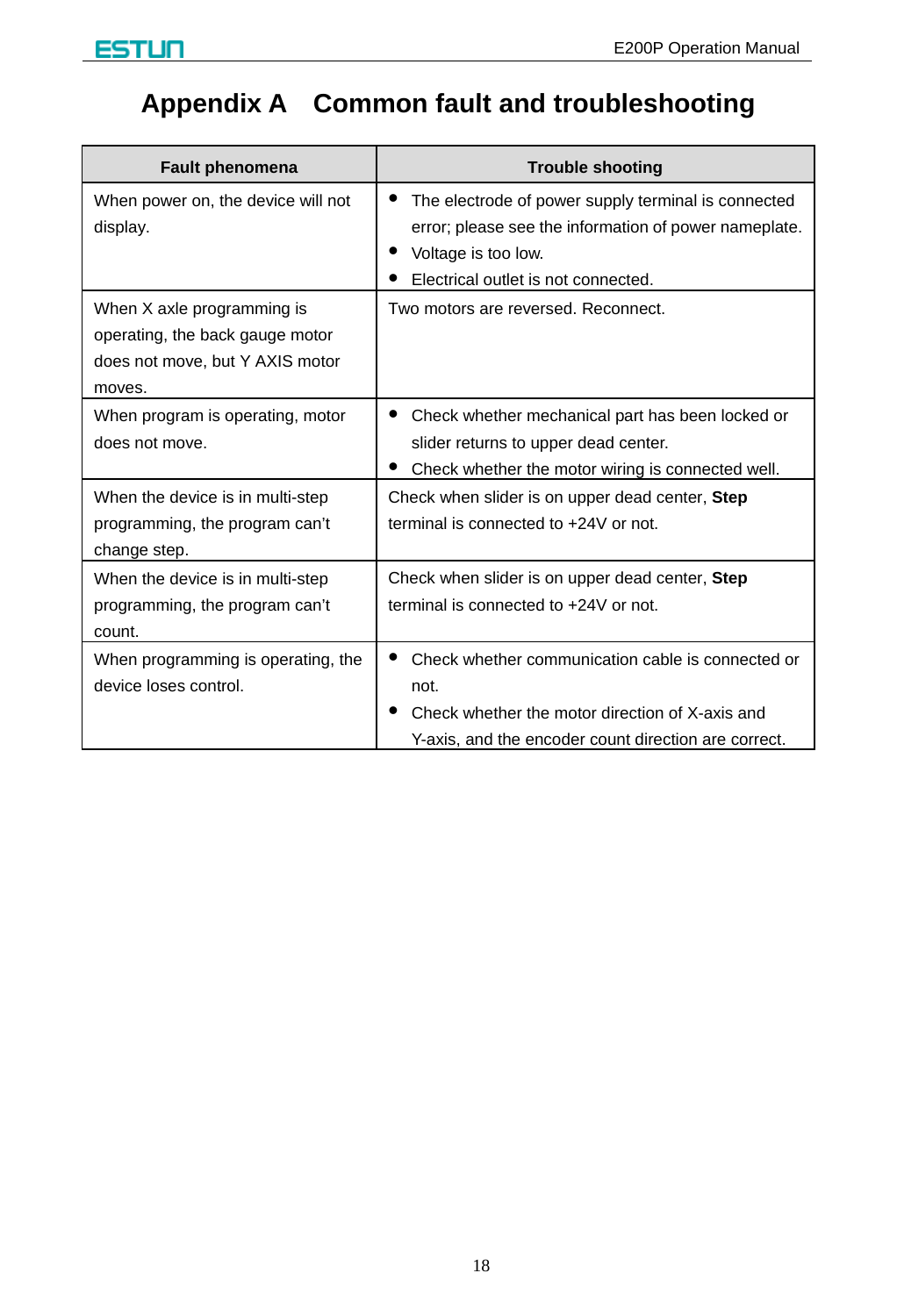# Appendix A　Common fault and troubleshooting

| Fault phenomena | Trouble shooting |
|---|---|
| When power on, the device will not display. | • The electrode of power supply terminal is connected error; please see the information of power nameplate.<br>• Voltage is too low.<br>• Electrical outlet is not connected. |
| When X axle programming is operating, the back gauge motor does not move, but Y AXIS motor moves. | Two motors are reversed. Reconnect. |
| When program is operating, motor does not move. | • Check whether mechanical part has been locked or slider returns to upper dead center.<br>• Check whether the motor wiring is connected well. |
| When the device is in multi-step programming, the program can't change step. | Check when slider is on upper dead center, **Step** terminal is connected to +24V or not. |
| When the device is in multi-step programming, the program can't count. | Check when slider is on upper dead center, **Step** terminal is connected to +24V or not. |
| When programming is operating, the device loses control. | • Check whether communication cable is connected or not.<br>• Check whether the motor direction of X-axis and Y-axis, and the encoder count direction are correct. |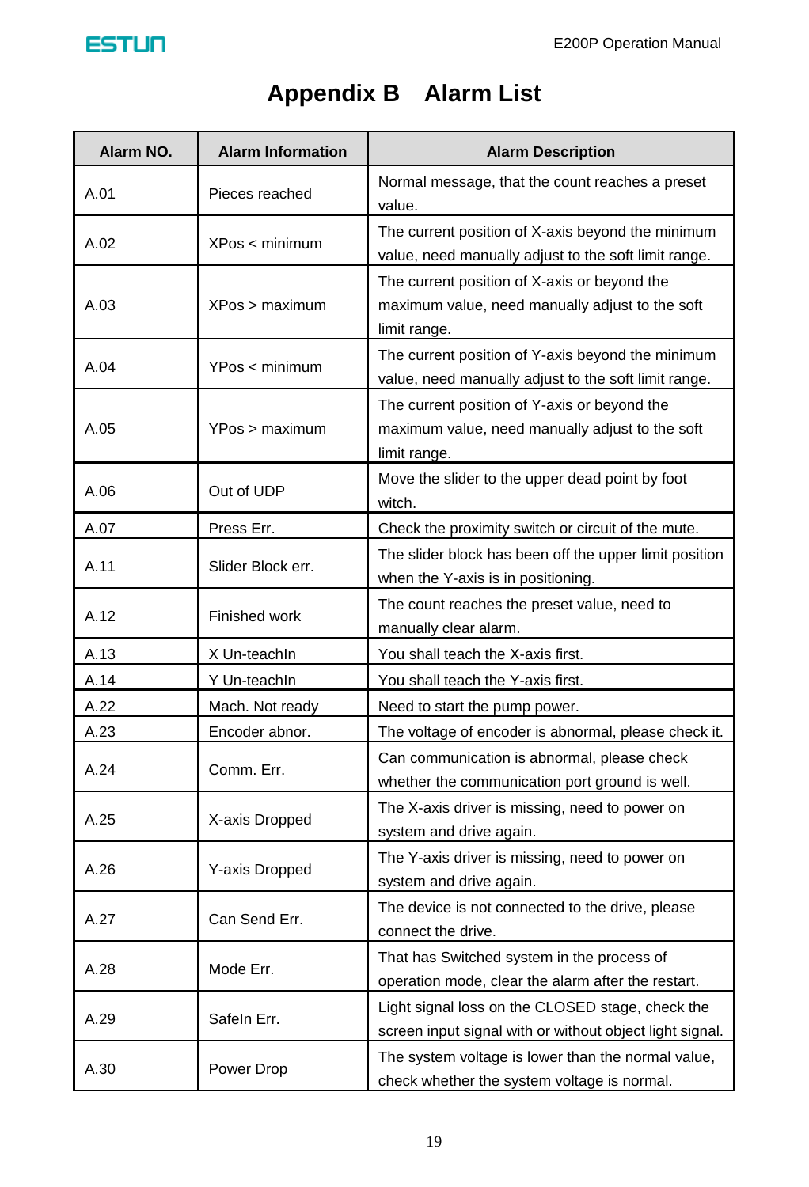# Appendix B Alarm List

| Alarm NO. | Alarm Information | Alarm Description |
|---|---|---|
| A.01 | Pieces reached | Normal message, that the count reaches a preset value. |
| A.02 | XPos < minimum | The current position of X-axis beyond the minimum value, need manually adjust to the soft limit range. |
| A.03 | XPos > maximum | The current position of X-axis or beyond the maximum value, need manually adjust to the soft limit range. |
| A.04 | YPos < minimum | The current position of Y-axis beyond the minimum value, need manually adjust to the soft limit range. |
| A.05 | YPos > maximum | The current position of Y-axis or beyond the maximum value, need manually adjust to the soft limit range. |
| A.06 | Out of UDP | Move the slider to the upper dead point by foot witch. |
| A.07 | Press Err. | Check the proximity switch or circuit of the mute. |
| A.11 | Slider Block err. | The slider block has been off the upper limit position when the Y-axis is in positioning. |
| A.12 | Finished work | The count reaches the preset value, need to manually clear alarm. |
| A.13 | X Un-teachIn | You shall teach the X-axis first. |
| A.14 | Y Un-teachIn | You shall teach the Y-axis first. |
| A.22 | Mach. Not ready | Need to start the pump power. |
| A.23 | Encoder abnor. | The voltage of encoder is abnormal, please check it. |
| A.24 | Comm. Err. | Can communication is abnormal, please check whether the communication port ground is well. |
| A.25 | X-axis Dropped | The X-axis driver is missing, need to power on system and drive again. |
| A.26 | Y-axis Dropped | The Y-axis driver is missing, need to power on system and drive again. |
| A.27 | Can Send Err. | The device is not connected to the drive, please connect the drive. |
| A.28 | Mode Err. | That has Switched system in the process of operation mode, clear the alarm after the restart. |
| A.29 | SafeIn Err. | Light signal loss on the CLOSED stage, check the screen input signal with or without object light signal. |
| A.30 | Power Drop | The system voltage is lower than the normal value, check whether the system voltage is normal. |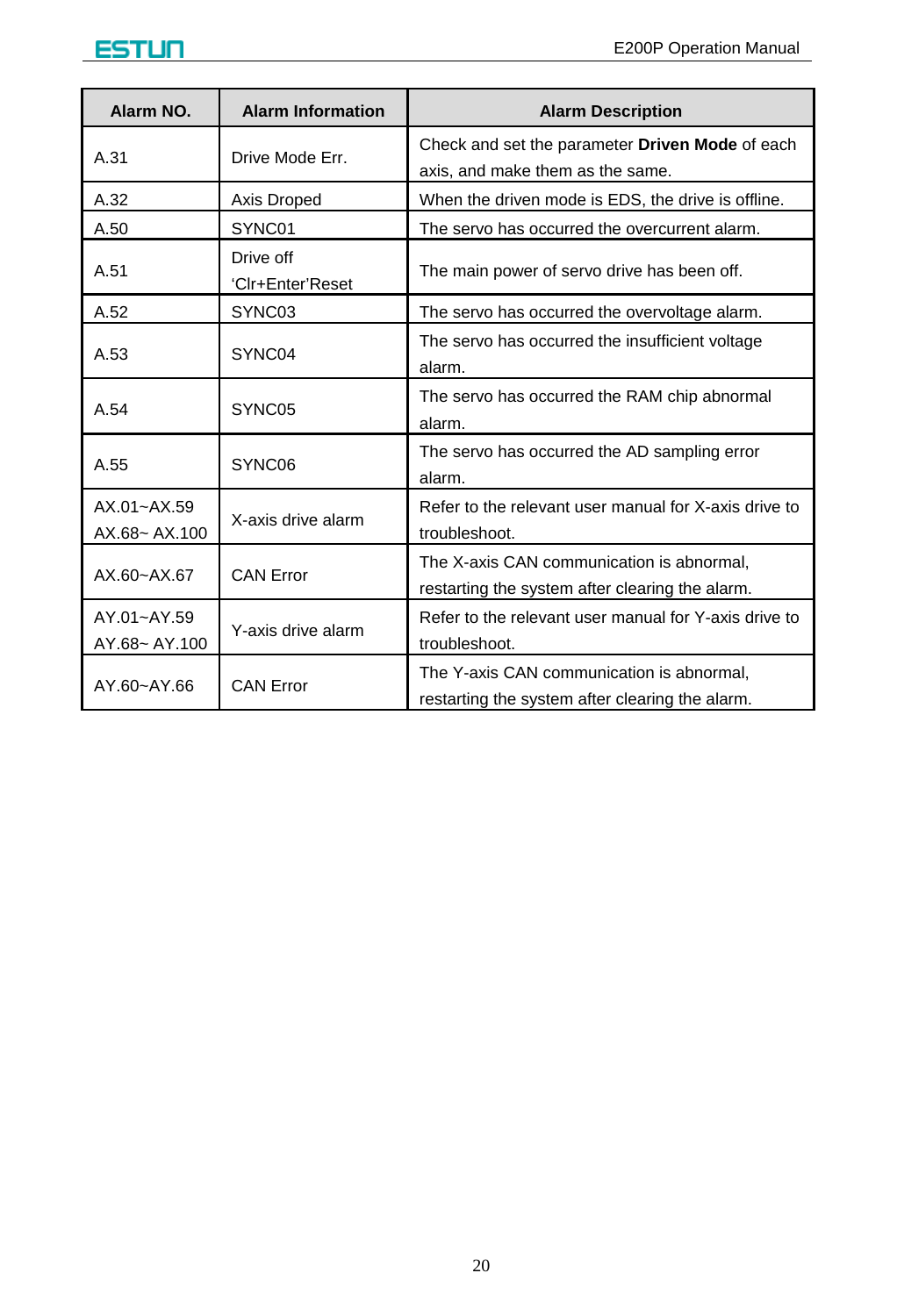| Alarm NO. | Alarm Information | Alarm Description |
|---|---|---|
| A.31 | Drive Mode Err. | Check and set the parameter **Driven Mode** of each axis, and make them as the same. |
| A.32 | Axis Droped | When the driven mode is EDS, the drive is offline. |
| A.50 | SYNC01 | The servo has occurred the overcurrent alarm. |
| A.51 | Drive off 'Clr+Enter'Reset | The main power of servo drive has been off. |
| A.52 | SYNC03 | The servo has occurred the overvoltage alarm. |
| A.53 | SYNC04 | The servo has occurred the insufficient voltage alarm. |
| A.54 | SYNC05 | The servo has occurred the RAM chip abnormal alarm. |
| A.55 | SYNC06 | The servo has occurred the AD sampling error alarm. |
| AX.01~AX.59 AX.68~ AX.100 | X-axis drive alarm | Refer to the relevant user manual for X-axis drive to troubleshoot. |
| AX.60~AX.67 | CAN Error | The X-axis CAN communication is abnormal, restarting the system after clearing the alarm. |
| AY.01~AY.59 AY.68~ AY.100 | Y-axis drive alarm | Refer to the relevant user manual for Y-axis drive to troubleshoot. |
| AY.60~AY.66 | CAN Error | The Y-axis CAN communication is abnormal, restarting the system after clearing the alarm. |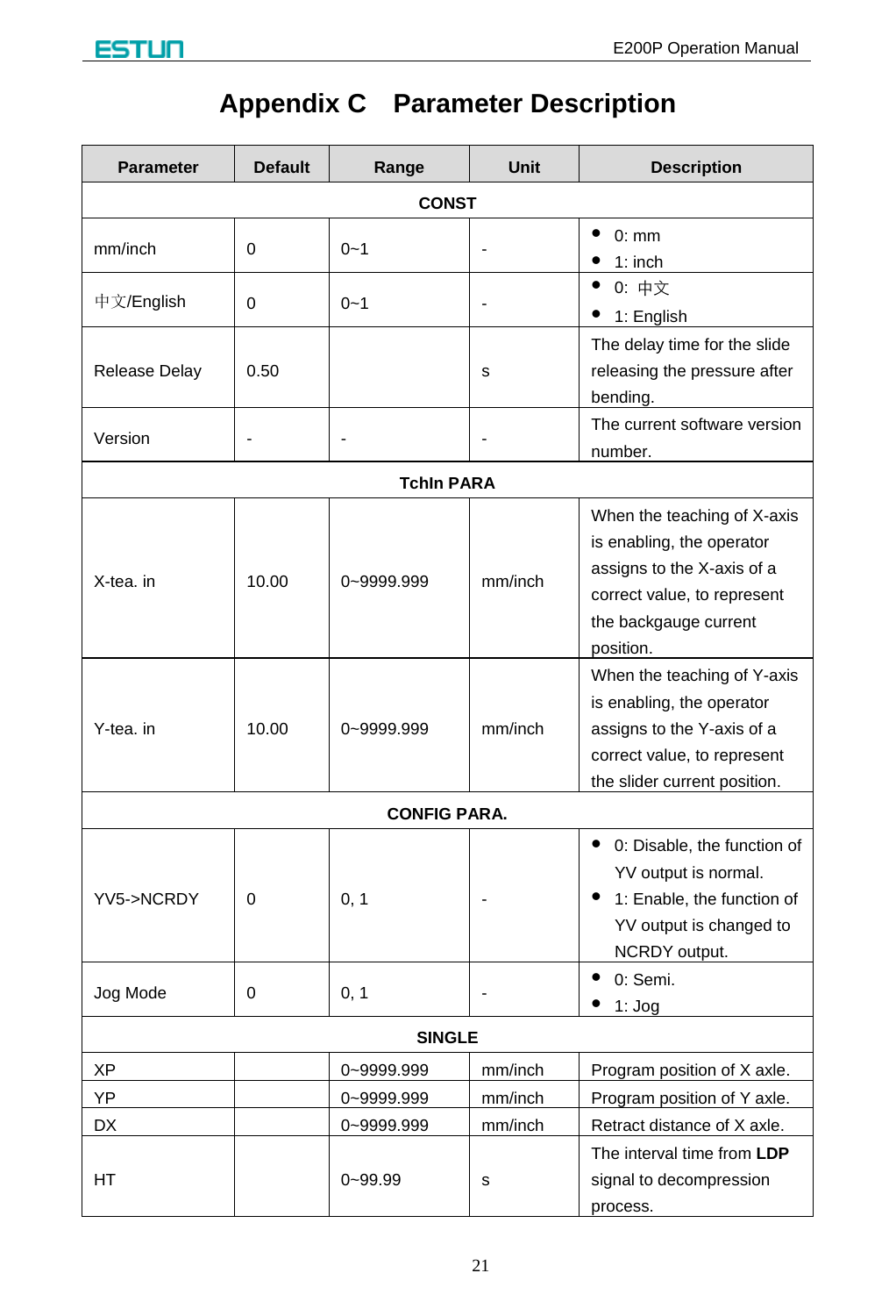# Appendix C Parameter Description

| Parameter | Default | Range | Unit | Description |
|---|---|---|---|---|
| **CONST** | | | | |
| mm/inch | 0 | 0~1 | - | • 0: mm<br>• 1: inch |
| 中文/English | 0 | 0~1 | - | • 0: 中文<br>• 1: English |
| Release Delay | 0.50 | | s | The delay time for the slide releasing the pressure after bending. |
| Version | - | - | - | The current software version number. |
| **TchIn PARA** | | | | |
| X-tea. in | 10.00 | 0~9999.999 | mm/inch | When the teaching of X-axis is enabling, the operator assigns to the X-axis of a correct value, to represent the backgauge current position. |
| Y-tea. in | 10.00 | 0~9999.999 | mm/inch | When the teaching of Y-axis is enabling, the operator assigns to the Y-axis of a correct value, to represent the slider current position. |
| **CONFIG PARA.** | | | | |
| YV5->NCRDY | 0 | 0, 1 | - | • 0: Disable, the function of YV output is normal.<br>• 1: Enable, the function of YV output is changed to NCRDY output. |
| Jog Mode | 0 | 0, 1 | - | • 0: Semi.<br>• 1: Jog |
| **SINGLE** | | | | |
| XP | | 0~9999.999 | mm/inch | Program position of X axle. |
| YP | | 0~9999.999 | mm/inch | Program position of Y axle. |
| DX | | 0~9999.999 | mm/inch | Retract distance of X axle. |
| HT | | 0~99.99 | s | The interval time from **LDP** signal to decompression process. |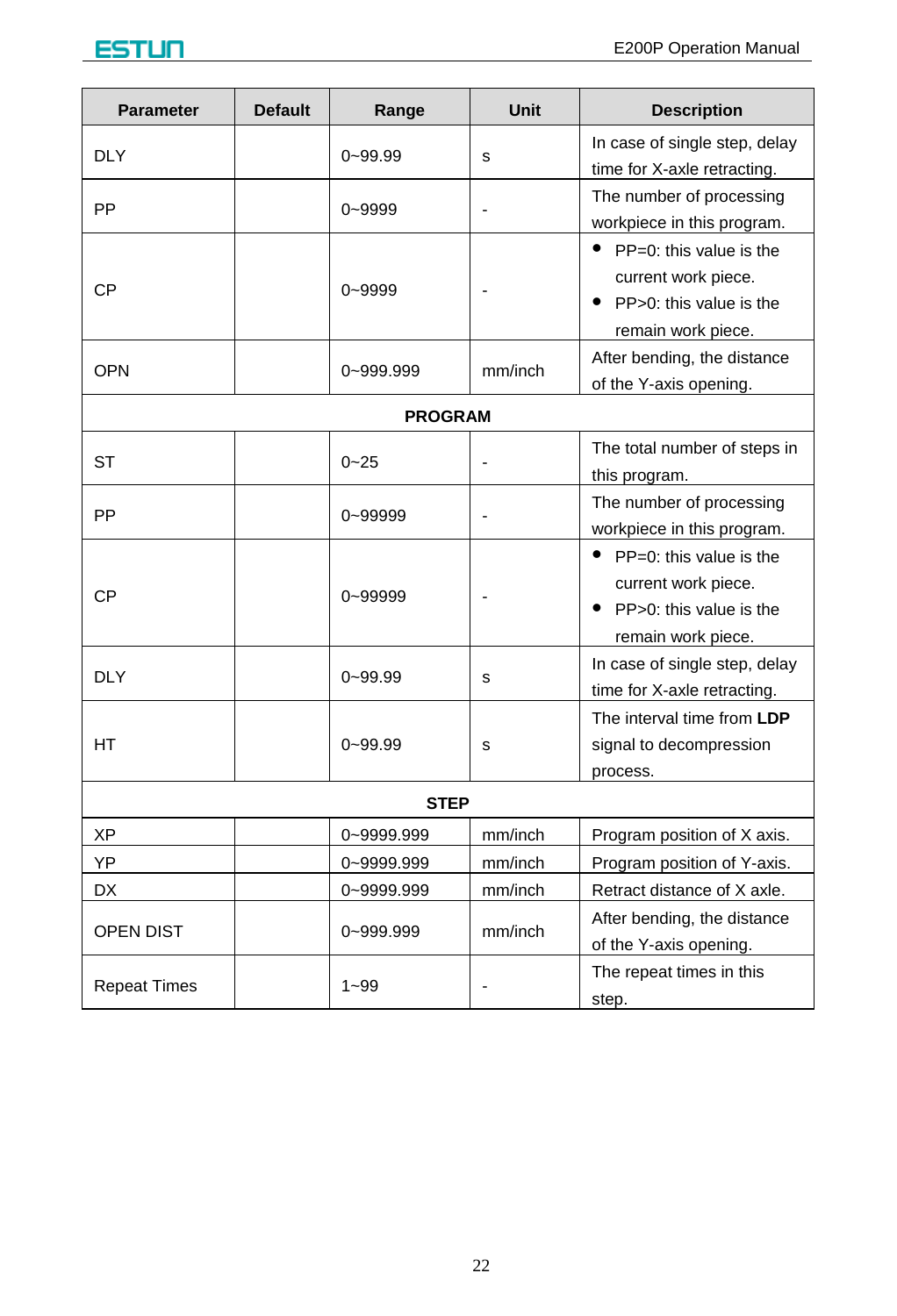| Parameter | Default | Range | Unit | Description |
|---|---|---|---|---|
| DLY | | 0~99.99 | s | In case of single step, delay time for X-axle retracting. |
| PP | | 0~9999 | - | The number of processing workpiece in this program. |
| CP | | 0~9999 | - | • PP=0: this value is the current work piece. • PP>0: this value is the remain work piece. |
| OPN | | 0~999.999 | mm/inch | After bending, the distance of the Y-axis opening. |
| **PROGRAM** | | | | |
| ST | | 0~25 | - | The total number of steps in this program. |
| PP | | 0~99999 | - | The number of processing workpiece in this program. |
| CP | | 0~99999 | - | • PP=0: this value is the current work piece. • PP>0: this value is the remain work piece. |
| DLY | | 0~99.99 | s | In case of single step, delay time for X-axle retracting. |
| HT | | 0~99.99 | s | The interval time from **LDP** signal to decompression process. |
| **STEP** | | | | |
| XP | | 0~9999.999 | mm/inch | Program position of X axis. |
| YP | | 0~9999.999 | mm/inch | Program position of Y-axis. |
| DX | | 0~9999.999 | mm/inch | Retract distance of X axle. |
| OPEN DIST | | 0~999.999 | mm/inch | After bending, the distance of the Y-axis opening. |
| Repeat Times | | 1~99 | - | The repeat times in this step. |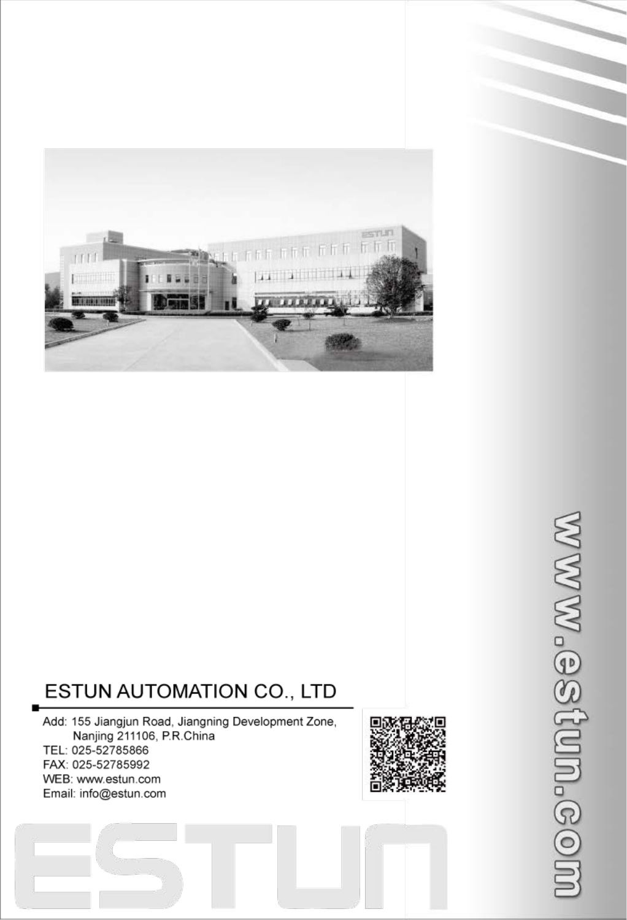## ESTUN AUTOMATION CO., LTD

Add: 155 Jiangjun Road, Jiangning Development Zone, Nanjing 211106, P.R.China
TEL: 025-52785866
FAX: 025-52785992
WEB: www.estun.com
Email: info@estun.com

ESTUN

www.estun.com